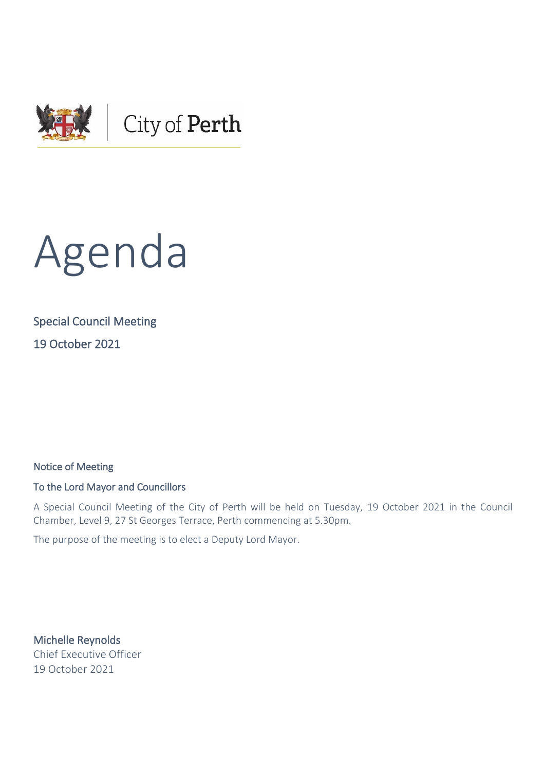City of **Perth**

# Agenda

## Special Council Meeting

## 19 October 2021

### Notice of Meeting

### To the Lord Mayor and Councillors

A Special Council Meeting of the City of Perth will be held on Tuesday, 19 October 2021 in the Council Chamber, Level 9, 27 St Georges Terrace, Perth commencing at 5.30pm.

The purpose of the meeting is to elect a Deputy Lord Mayor.

Michelle Reynolds
Chief Executive Officer
19 October 2021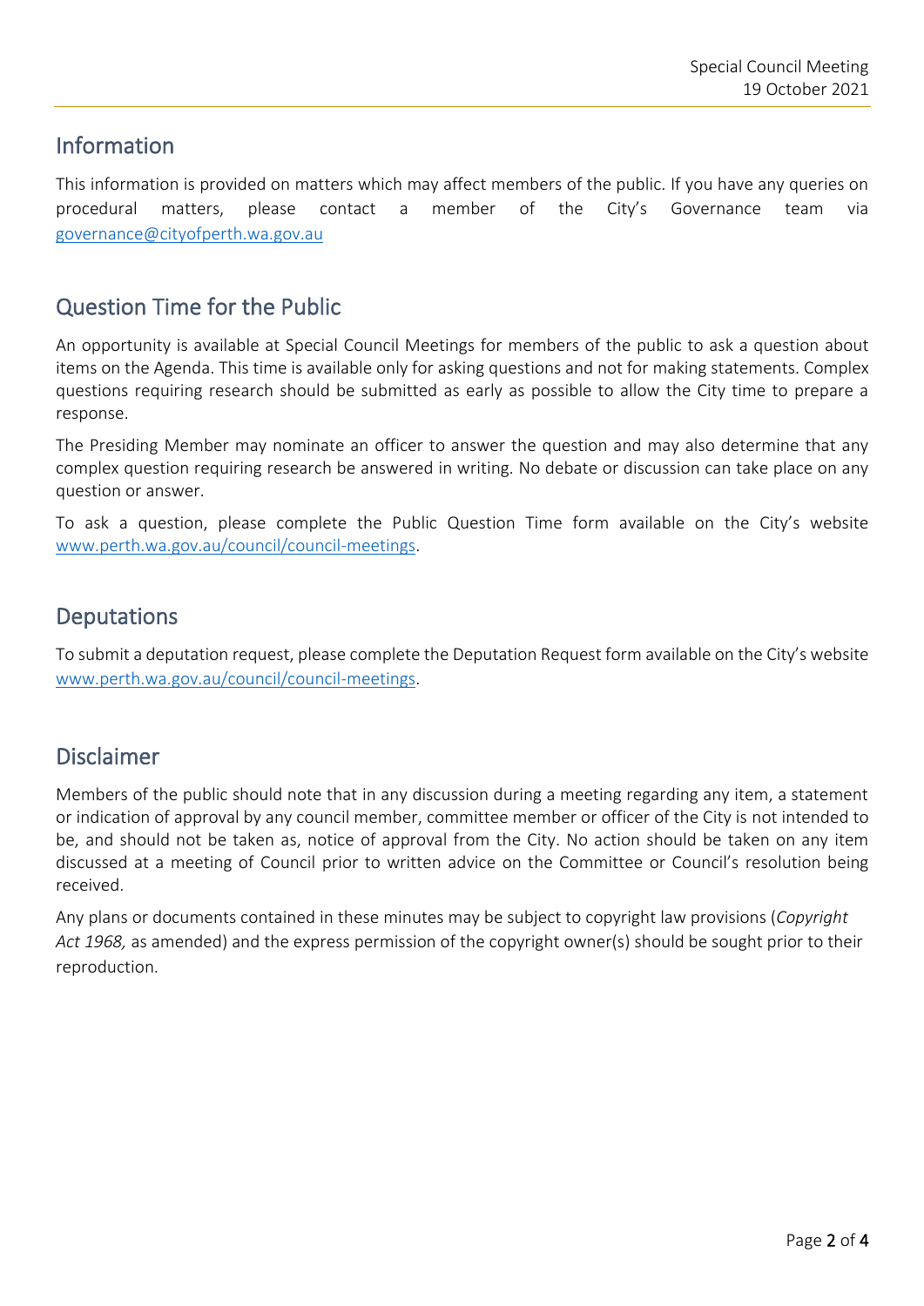## Information

This information is provided on matters which may affect members of the public. If you have any queries on procedural matters, please contact a member of the City's Governance team via governance@cityofperth.wa.gov.au

## Question Time for the Public

An opportunity is available at Special Council Meetings for members of the public to ask a question about items on the Agenda. This time is available only for asking questions and not for making statements. Complex questions requiring research should be submitted as early as possible to allow the City time to prepare a response.

The Presiding Member may nominate an officer to answer the question and may also determine that any complex question requiring research be answered in writing. No debate or discussion can take place on any question or answer.

To ask a question, please complete the Public Question Time form available on the City's website www.perth.wa.gov.au/council/council-meetings.

## Deputations

To submit a deputation request, please complete the Deputation Request form available on the City's website www.perth.wa.gov.au/council/council-meetings.

## Disclaimer

Members of the public should note that in any discussion during a meeting regarding any item, a statement or indication of approval by any council member, committee member or officer of the City is not intended to be, and should not be taken as, notice of approval from the City. No action should be taken on any item discussed at a meeting of Council prior to written advice on the Committee or Council's resolution being received.

Any plans or documents contained in these minutes may be subject to copyright law provisions (*Copyright Act 1968,* as amended) and the express permission of the copyright owner(s) should be sought prior to their reproduction.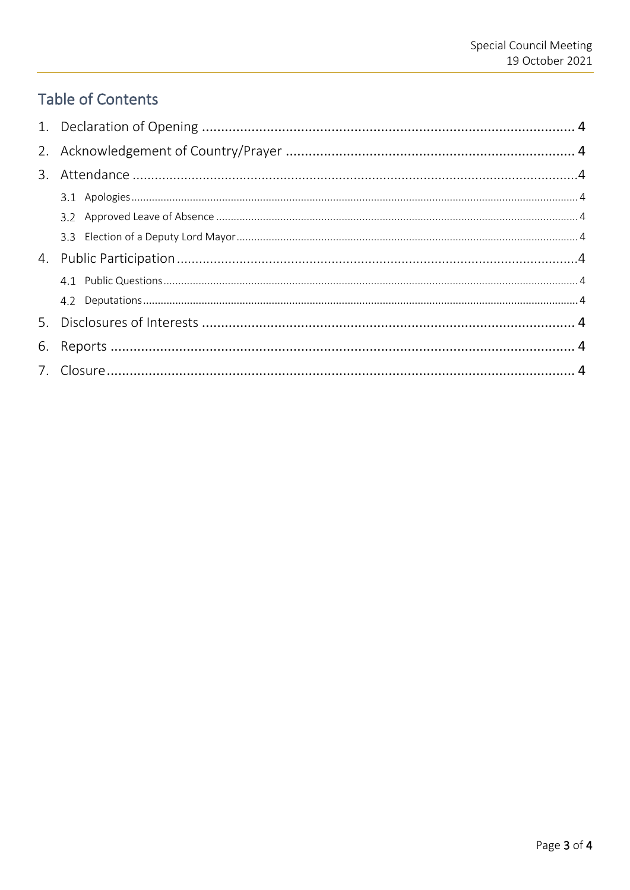## Table of Contents

1. Declaration of Opening .......... 4
2. Acknowledgement of Country/Prayer .......... 4
3. Attendance .......... 4
   - 3.1 Apologies .......... 4
   - 3.2 Approved Leave of Absence .......... 4
   - 3.3 Election of a Deputy Lord Mayor .......... 4
4. Public Participation .......... 4
   - 4.1 Public Questions .......... 4
   - 4.2 Deputations .......... 4
5. Disclosures of Interests .......... 4
6. Reports .......... 4
7. Closure .......... 4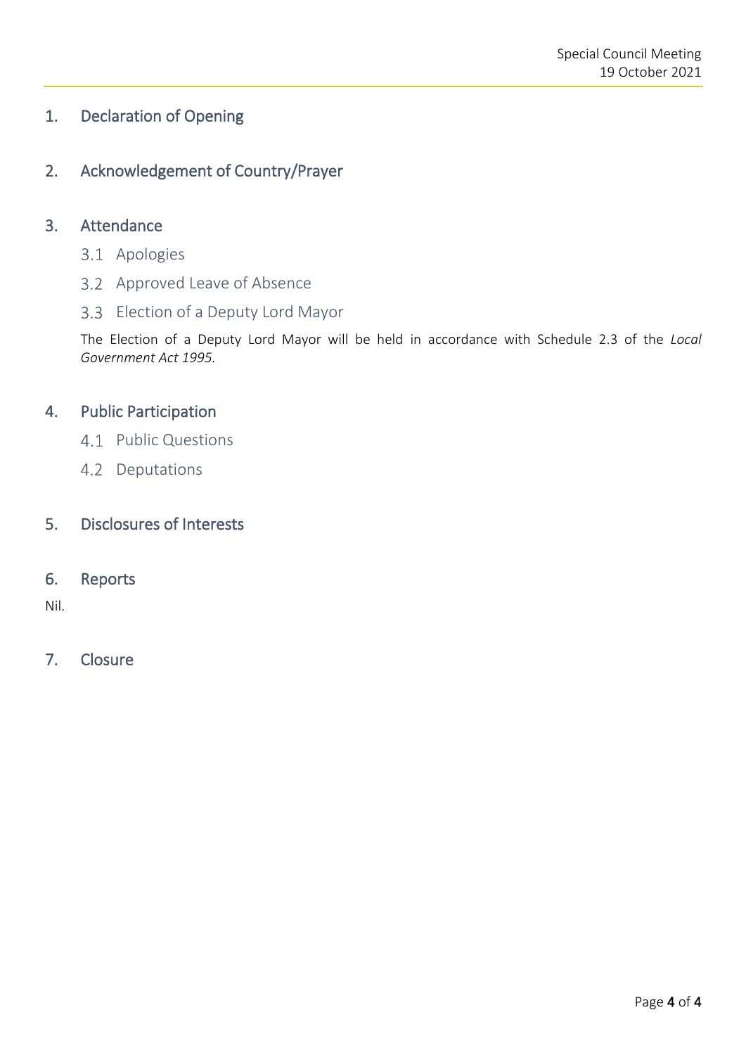## 1. Declaration of Opening

## 2. Acknowledgement of Country/Prayer

## 3. Attendance

### 3.1 Apologies

### 3.2 Approved Leave of Absence

### 3.3 Election of a Deputy Lord Mayor

The Election of a Deputy Lord Mayor will be held in accordance with Schedule 2.3 of the *Local Government Act 1995.*

## 4. Public Participation

### 4.1 Public Questions

### 4.2 Deputations

## 5. Disclosures of Interests

## 6. Reports

Nil.

## 7. Closure